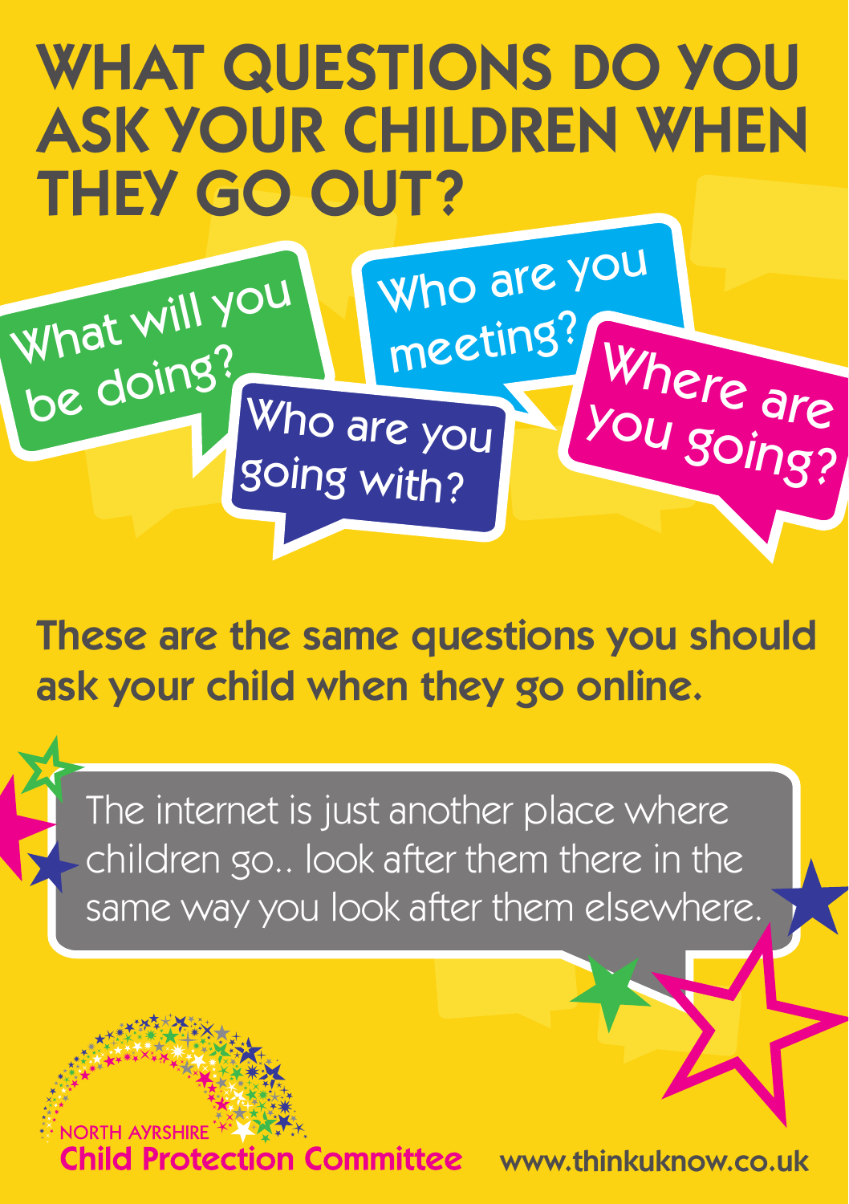# WHAT QUESTIONS DO YOU ASK YOUR CHILDREN WHEN THEY GO OUT?

What will you be doing?

Who are you meeting?

Who are you going with?

Where are you going?

**These are the same questions you should ask your child when they go online.**

The internet is just another place where children go.. look after them there in the same way you look after them elsewhere.

NORTH AYRSHIRE
**Child Protection Committee**

**www.thinkuknow.co.uk**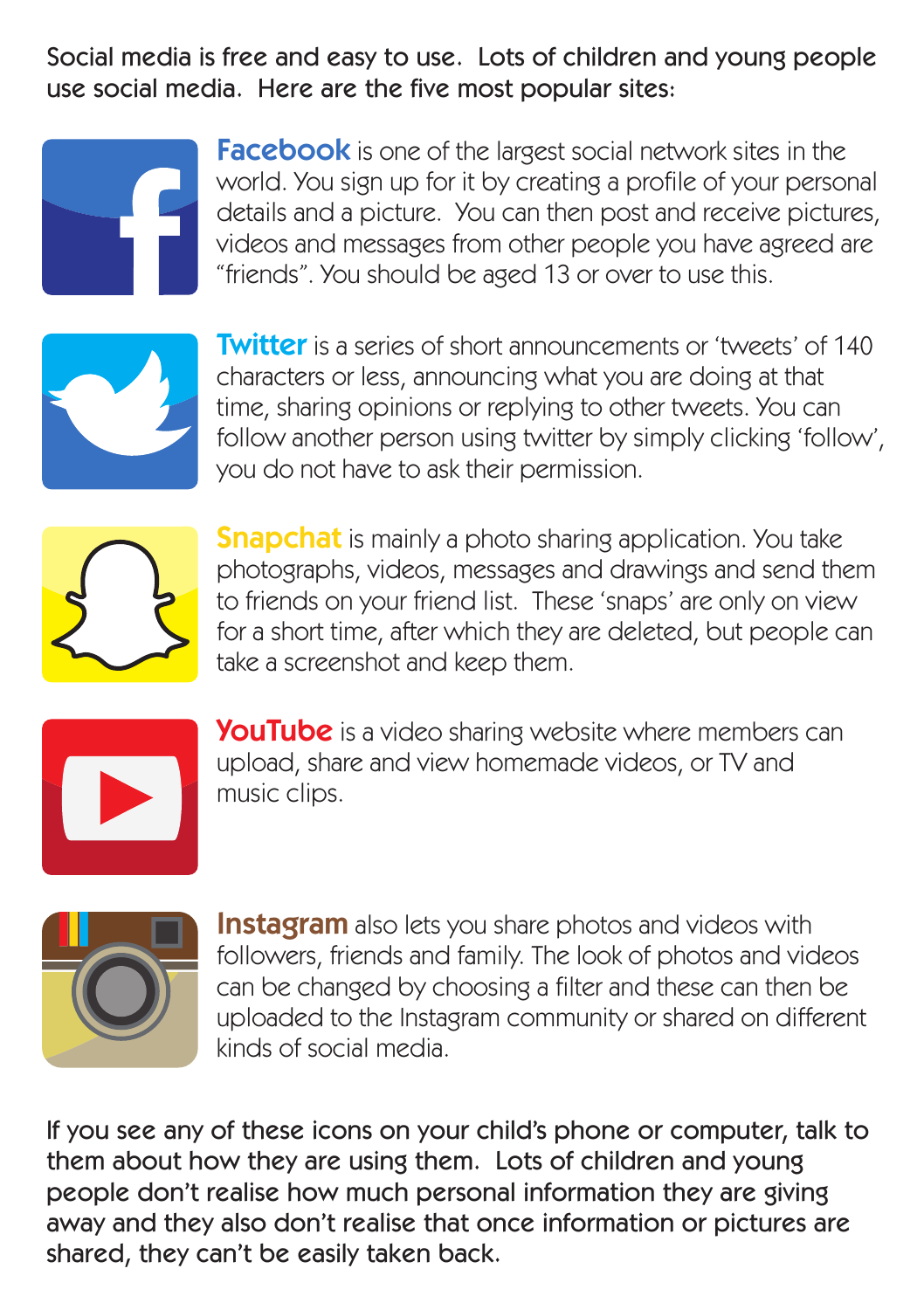Social media is free and easy to use. Lots of children and young people use social media. Here are the five most popular sites:

**Facebook** is one of the largest social network sites in the world. You sign up for it by creating a profile of your personal details and a picture. You can then post and receive pictures, videos and messages from other people you have agreed are "friends". You should be aged 13 or over to use this.

**Twitter** is a series of short announcements or 'tweets' of 140 characters or less, announcing what you are doing at that time, sharing opinions or replying to other tweets. You can follow another person using twitter by simply clicking 'follow', you do not have to ask their permission.

**Snapchat** is mainly a photo sharing application. You take photographs, videos, messages and drawings and send them to friends on your friend list. These 'snaps' are only on view for a short time, after which they are deleted, but people can take a screenshot and keep them.

**YouTube** is a video sharing website where members can upload, share and view homemade videos, or TV and music clips.

**Instagram** also lets you share photos and videos with followers, friends and family. The look of photos and videos can be changed by choosing a filter and these can then be uploaded to the Instagram community or shared on different kinds of social media.

If you see any of these icons on your child's phone or computer, talk to them about how they are using them. Lots of children and young people don't realise how much personal information they are giving away and they also don't realise that once information or pictures are shared, they can't be easily taken back.